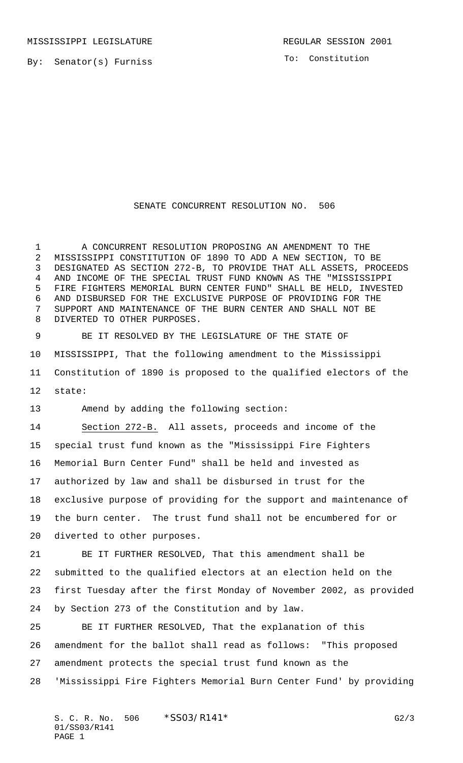MISSISSIPPI LEGISLATURE REGULAR SESSION 2001

By: Senator(s) Furniss

To: Constitution

# SENATE CONCURRENT RESOLUTION NO. 506

A CONCURRENT RESOLUTION PROPOSING AN AMENDMENT TO THE MISSISSIPPI CONSTITUTION OF 1890 TO ADD A NEW SECTION, TO BE DESIGNATED AS SECTION 272-B, TO PROVIDE THAT ALL ASSETS, PROCEEDS AND INCOME OF THE SPECIAL TRUST FUND KNOWN AS THE "MISSISSIPPI FIRE FIGHTERS MEMORIAL BURN CENTER FUND" SHALL BE HELD, INVESTED AND DISBURSED FOR THE EXCLUSIVE PURPOSE OF PROVIDING FOR THE SUPPORT AND MAINTENANCE OF THE BURN CENTER AND SHALL NOT BE DIVERTED TO OTHER PURPOSES.

BE IT RESOLVED BY THE LEGISLATURE OF THE STATE OF MISSISSIPPI, That the following amendment to the Mississippi Constitution of 1890 is proposed to the qualified electors of the state:

Amend by adding the following section:

Section 272-B. All assets, proceeds and income of the special trust fund known as the "Mississippi Fire Fighters Memorial Burn Center Fund" shall be held and invested as authorized by law and shall be disbursed in trust for the exclusive purpose of providing for the support and maintenance of the burn center. The trust fund shall not be encumbered for or diverted to other purposes.

BE IT FURTHER RESOLVED, That this amendment shall be submitted to the qualified electors at an election held on the first Tuesday after the first Monday of November 2002, as provided by Section 273 of the Constitution and by law.

BE IT FURTHER RESOLVED, That the explanation of this amendment for the ballot shall read as follows: "This proposed amendment protects the special trust fund known as the 'Mississippi Fire Fighters Memorial Burn Center Fund' by providing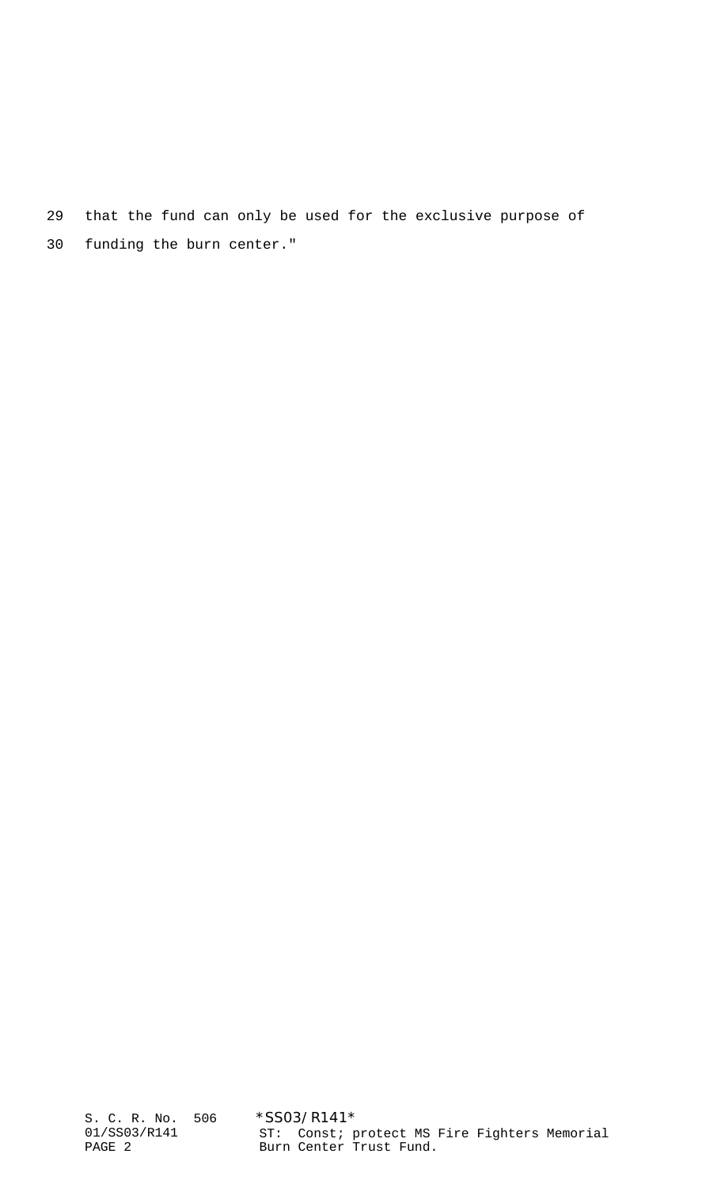that the fund can only be used for the exclusive purpose of
funding the burn center."